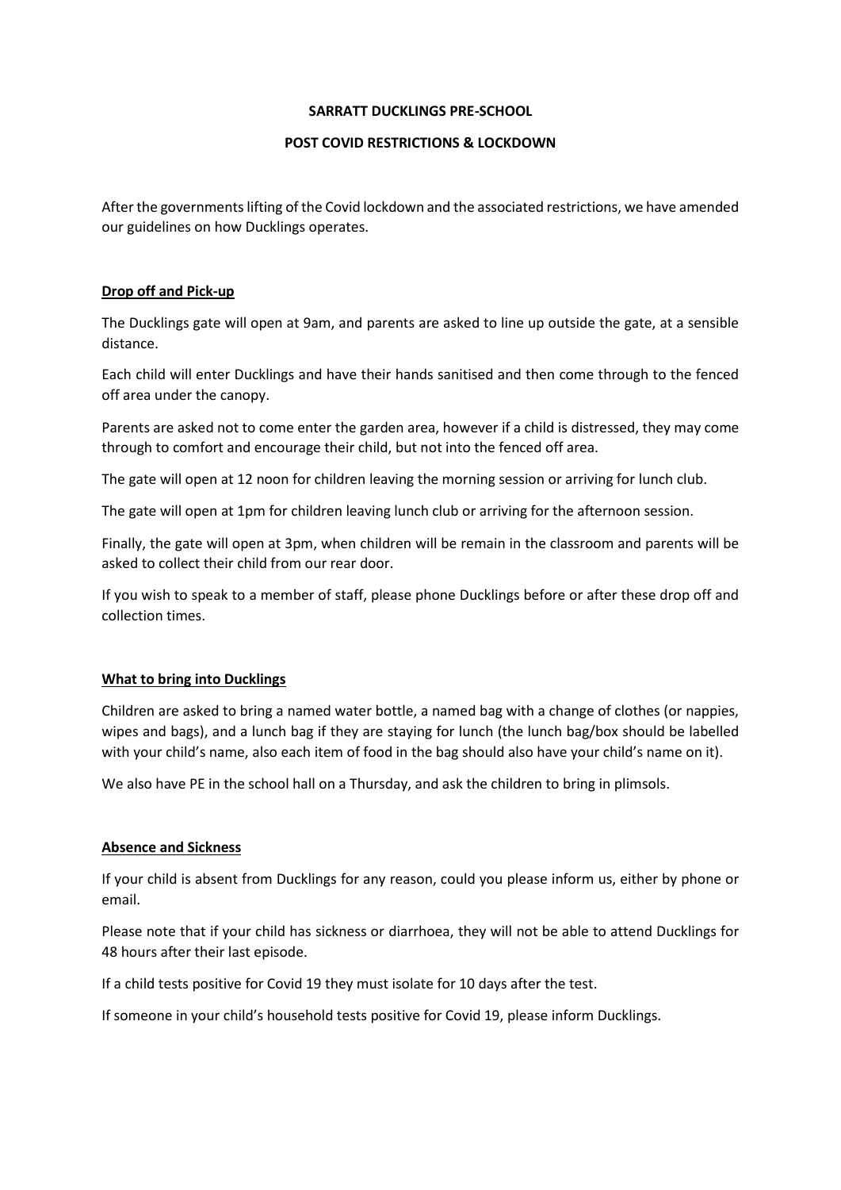**SARRATT DUCKLINGS PRE-SCHOOL**

**POST COVID RESTRICTIONS & LOCKDOWN**

After the governments lifting of the Covid lockdown and the associated restrictions, we have amended our guidelines on how Ducklings operates.

**Drop off and Pick-up**

The Ducklings gate will open at 9am, and parents are asked to line up outside the gate, at a sensible distance.

Each child will enter Ducklings and have their hands sanitised and then come through to the fenced off area under the canopy.

Parents are asked not to come enter the garden area, however if a child is distressed, they may come through to comfort and encourage their child, but not into the fenced off area.

The gate will open at 12 noon for children leaving the morning session or arriving for lunch club.

The gate will open at 1pm for children leaving lunch club or arriving for the afternoon session.

Finally, the gate will open at 3pm, when children will be remain in the classroom and parents will be asked to collect their child from our rear door.

If you wish to speak to a member of staff, please phone Ducklings before or after these drop off and collection times.

**What to bring into Ducklings**

Children are asked to bring a named water bottle, a named bag with a change of clothes (or nappies, wipes and bags), and a lunch bag if they are staying for lunch (the lunch bag/box should be labelled with your child's name, also each item of food in the bag should also have your child's name on it).

We also have PE in the school hall on a Thursday, and ask the children to bring in plimsols.

**Absence and Sickness**

If your child is absent from Ducklings for any reason, could you please inform us, either by phone or email.

Please note that if your child has sickness or diarrhoea, they will not be able to attend Ducklings for 48 hours after their last episode.

If a child tests positive for Covid 19 they must isolate for 10 days after the test.

If someone in your child's household tests positive for Covid 19, please inform Ducklings.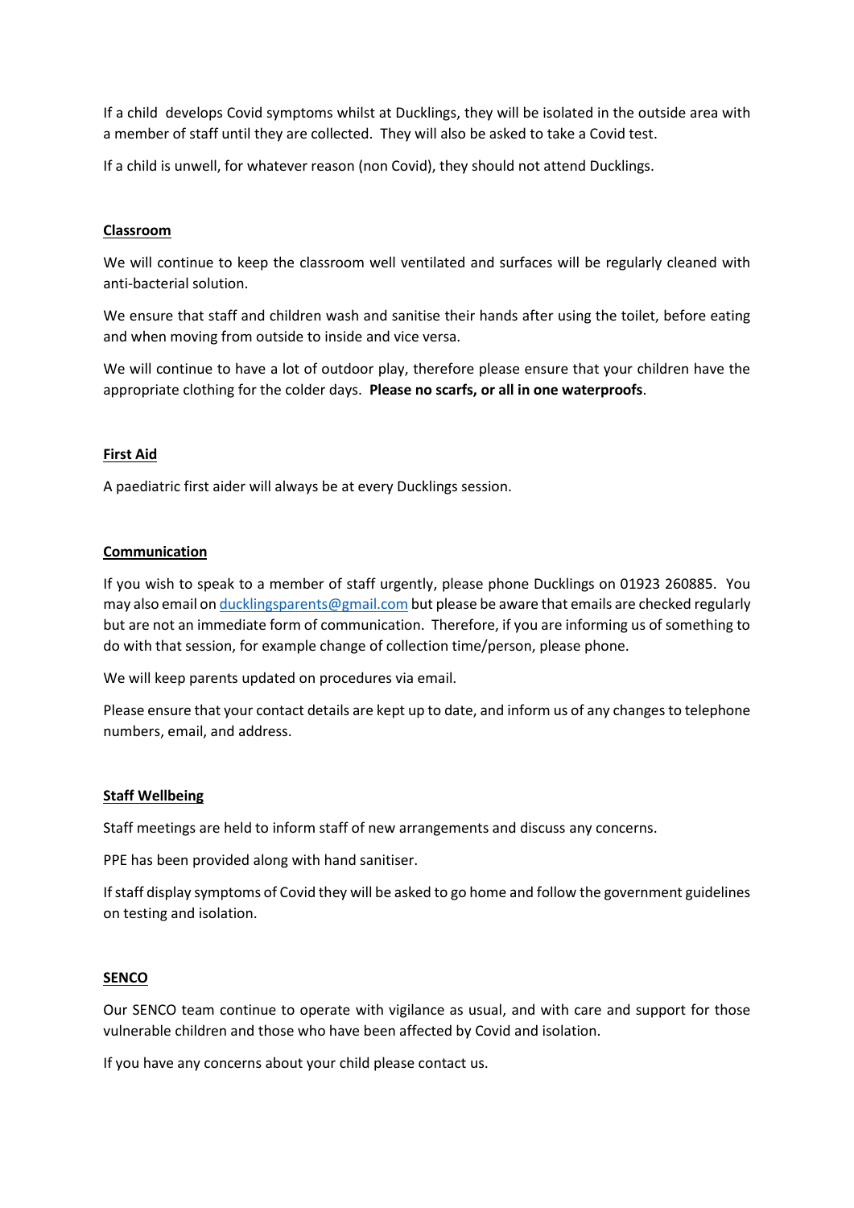If a child develops Covid symptoms whilst at Ducklings, they will be isolated in the outside area with a member of staff until they are collected. They will also be asked to take a Covid test.

If a child is unwell, for whatever reason (non Covid), they should not attend Ducklings.

## Classroom

We will continue to keep the classroom well ventilated and surfaces will be regularly cleaned with anti-bacterial solution.

We ensure that staff and children wash and sanitise their hands after using the toilet, before eating and when moving from outside to inside and vice versa.

We will continue to have a lot of outdoor play, therefore please ensure that your children have the appropriate clothing for the colder days. **Please no scarfs, or all in one waterproofs**.

## First Aid

A paediatric first aider will always be at every Ducklings session.

## Communication

If you wish to speak to a member of staff urgently, please phone Ducklings on 01923 260885. You may also email on ducklingsparents@gmail.com but please be aware that emails are checked regularly but are not an immediate form of communication. Therefore, if you are informing us of something to do with that session, for example change of collection time/person, please phone.

We will keep parents updated on procedures via email.

Please ensure that your contact details are kept up to date, and inform us of any changes to telephone numbers, email, and address.

## Staff Wellbeing

Staff meetings are held to inform staff of new arrangements and discuss any concerns.

PPE has been provided along with hand sanitiser.

If staff display symptoms of Covid they will be asked to go home and follow the government guidelines on testing and isolation.

## SENCO

Our SENCO team continue to operate with vigilance as usual, and with care and support for those vulnerable children and those who have been affected by Covid and isolation.

If you have any concerns about your child please contact us.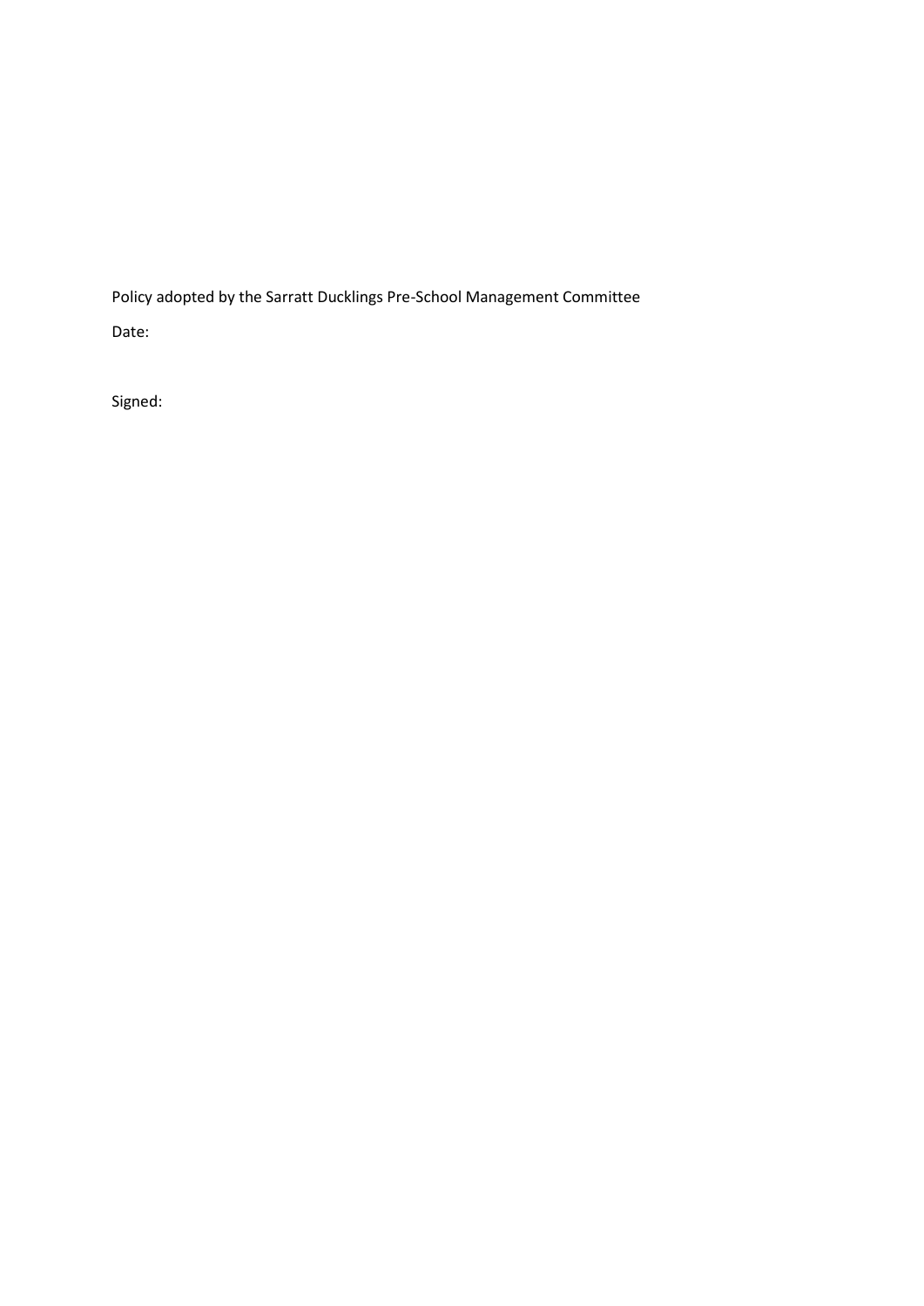Policy adopted by the Sarratt Ducklings Pre-School Management Committee

Date:

Signed: